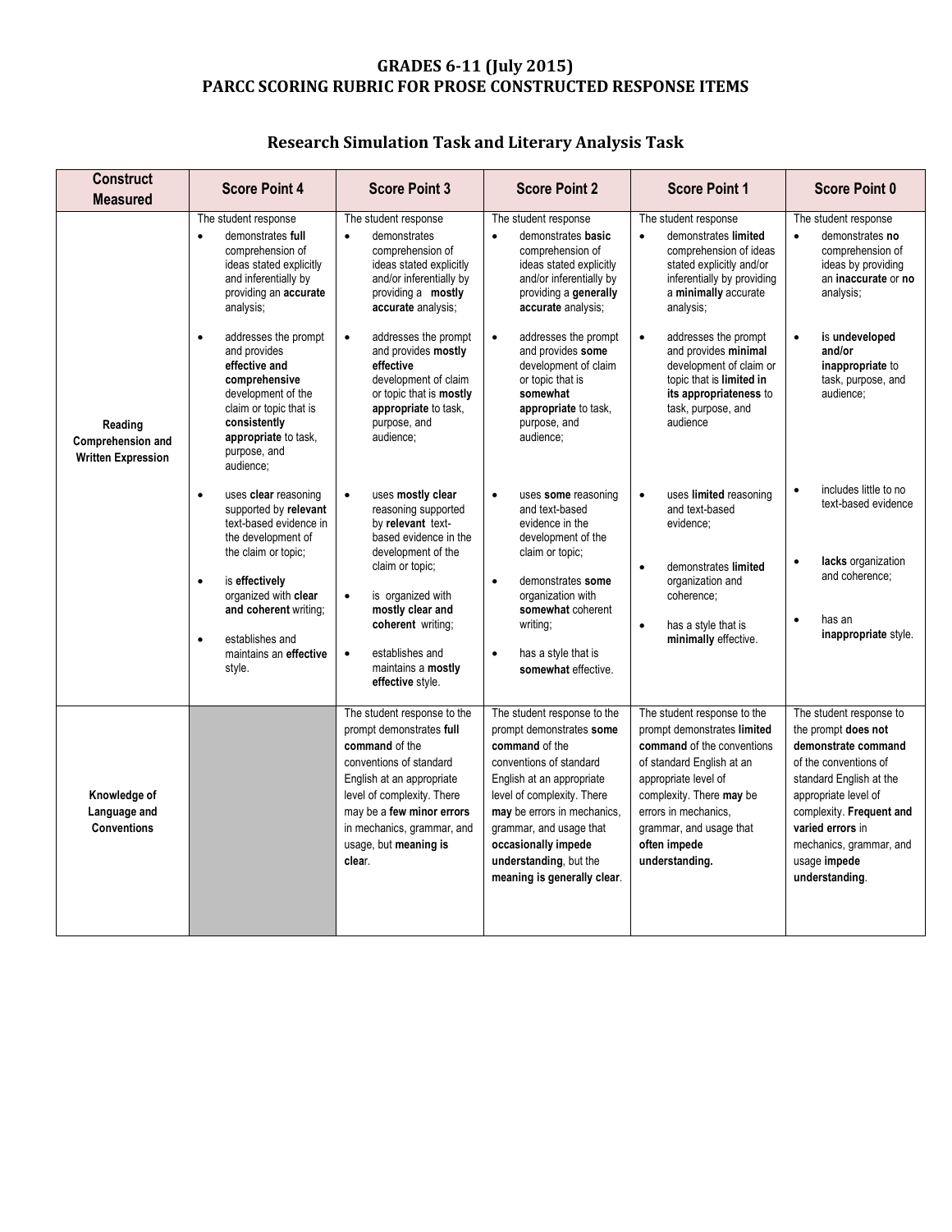# GRADES 6-11 (July 2015)
# PARCC SCORING RUBRIC FOR PROSE CONSTRUCTED RESPONSE ITEMS

## Research Simulation Task and Literary Analysis Task

| Construct Measured | Score Point 4 | Score Point 3 | Score Point 2 | Score Point 1 | Score Point 0 |
|---|---|---|---|---|---|
| **Reading Comprehension and Written Expression** | The student response<br>• demonstrates **full** comprehension of ideas stated explicitly and inferentially by providing an **accurate** analysis;<br>• addresses the prompt and provides **effective and comprehensive** development of the claim or topic that is **consistently appropriate** to task, purpose, and audience;<br>• uses **clear** reasoning supported by **relevant** text-based evidence in the development of the claim or topic;<br>• is **effectively** organized with **clear and coherent** writing;<br>• establishes and maintains an **effective** style. | The student response<br>• demonstrates comprehension of ideas stated explicitly and/or inferentially by providing a **mostly accurate** analysis;<br>• addresses the prompt and provides **mostly effective** development of claim or topic that is **mostly appropriate** to task, purpose, and audience;<br>• uses **mostly clear** reasoning supported by **relevant** text-based evidence in the development of the claim or topic;<br>• is organized with **mostly clear and coherent** writing;<br>• establishes and maintains a **mostly effective** style. | The student response<br>• demonstrates **basic** comprehension of ideas stated explicitly and/or inferentially by providing a **generally accurate** analysis;<br>• addresses the prompt and provides **some** development of claim or topic that is **somewhat appropriate** to task, purpose, and audience;<br>• uses **some** reasoning and text-based evidence in the development of the claim or topic;<br>• demonstrates **some** organization with **somewhat** coherent writing;<br>• has a style that is **somewhat** effective. | The student response<br>• demonstrates **limited** comprehension of ideas stated explicitly and/or inferentially by providing a **minimally** accurate analysis;<br>• addresses the prompt and provides **minimal** development of claim or topic that is **limited in its appropriateness** to task, purpose, and audience<br>• uses **limited** reasoning and text-based evidence;<br>• demonstrates **limited** organization and coherence;<br>• has a style that is **minimally** effective. | The student response<br>• demonstrates **no** comprehension of ideas by providing an **inaccurate** or **no** analysis;<br>• **is undeveloped and/or inappropriate** to task, purpose, and audience;<br>• includes little to no text-based evidence<br>• **lacks** organization and coherence;<br>• has an **inappropriate** style. |
| **Knowledge of Language and Conventions** | | The student response to the prompt demonstrates **full command** of the conventions of standard English at an appropriate level of complexity. There may be a **few minor errors** in mechanics, grammar, and usage, but **meaning is clear**. | The student response to the prompt demonstrates **some command** of the conventions of standard English at an appropriate level of complexity. There **may** be errors in mechanics, grammar, and usage that **occasionally impede understanding**, but the **meaning is generally clear**. | The student response to the prompt demonstrates **limited command** of the conventions of standard English at an appropriate level of complexity. There **may** be errors in mechanics, grammar, and usage that **often impede understanding.** | The student response to the prompt **does not demonstrate command** of the conventions of standard English at the appropriate level of complexity. **Frequent and varied errors** in mechanics, grammar, and usage **impede understanding**. |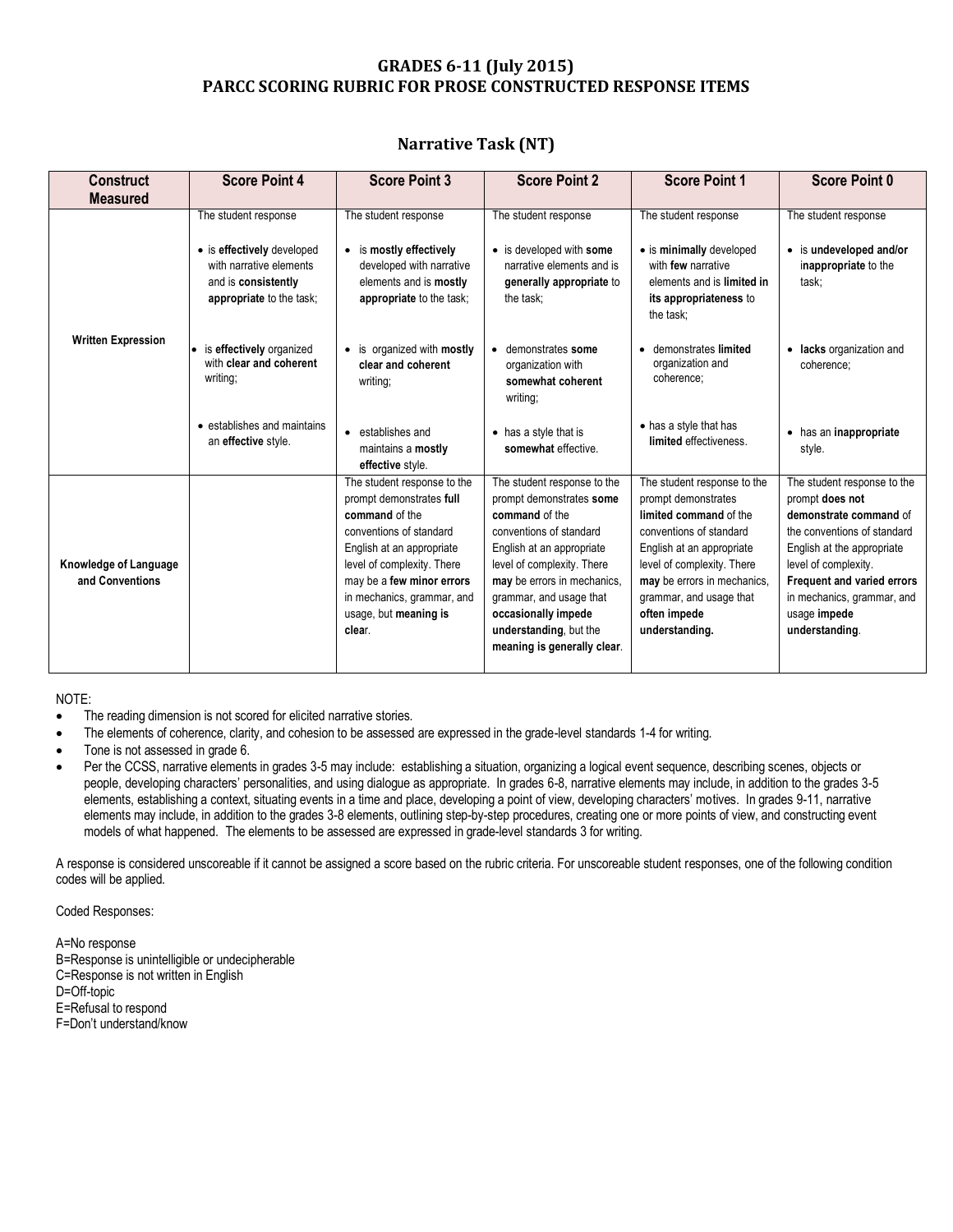# GRADES 6-11 (July 2015)
# PARCC SCORING RUBRIC FOR PROSE CONSTRUCTED RESPONSE ITEMS

## Narrative Task (NT)

| Construct Measured | Score Point 4 | Score Point 3 | Score Point 2 | Score Point 1 | Score Point 0 |
|---|---|---|---|---|---|
| **Written Expression** | The student response<br><br>• is **effectively** developed with narrative elements and is **consistently appropriate** to the task;<br><br>• is **effectively** organized with **clear and coherent** writing;<br><br>• establishes and maintains an **effective** style. | The student response<br><br>• is **mostly effectively** developed with narrative elements and is **mostly appropriate** to the task;<br><br>• is organized with **mostly clear and coherent** writing;<br><br>• establishes and maintains a **mostly effective** style. | The student response<br><br>• is developed with **some** narrative elements and is **generally appropriate** to the task;<br><br>• demonstrates **some** organization with **somewhat coherent** writing;<br><br>• has a style that is **somewhat** effective. | The student response<br><br>• is **minimally** developed with **few** narrative elements and is **limited in its appropriateness** to the task;<br><br>• demonstrates **limited** organization and coherence;<br><br>• has a style that has **limited** effectiveness. | The student response<br><br>• is **undeveloped and/or inappropriate** to the task;<br><br>• **lacks** organization and coherence;<br><br>• has an **inappropriate** style. |
| **Knowledge of Language and Conventions** | | The student response to the prompt demonstrates **full command** of the conventions of standard English at an appropriate level of complexity. There may be a **few minor errors** in mechanics, grammar, and usage, but **meaning is clear**. | The student response to the prompt demonstrates **some command** of the conventions of standard English at an appropriate level of complexity. There **may** be errors in mechanics, grammar, and usage that **occasionally impede understanding**, but the **meaning is generally clear**. | The student response to the prompt demonstrates **limited command** of the conventions of standard English at an appropriate level of complexity. There **may** be errors in mechanics, grammar, and usage that **often impede understanding.** | The student response to the prompt **does not demonstrate command** of the conventions of standard English at the appropriate level of complexity. **Frequent and varied errors** in mechanics, grammar, and usage **impede understanding**. |

NOTE:

- The reading dimension is not scored for elicited narrative stories.
- The elements of coherence, clarity, and cohesion to be assessed are expressed in the grade-level standards 1-4 for writing.
- Tone is not assessed in grade 6.
- Per the CCSS, narrative elements in grades 3-5 may include: establishing a situation, organizing a logical event sequence, describing scenes, objects or people, developing characters' personalities, and using dialogue as appropriate. In grades 6-8, narrative elements may include, in addition to the grades 3-5 elements, establishing a context, situating events in a time and place, developing a point of view, developing characters' motives. In grades 9-11, narrative elements may include, in addition to the grades 3-8 elements, outlining step-by-step procedures, creating one or more points of view, and constructing event models of what happened. The elements to be assessed are expressed in grade-level standards 3 for writing.

A response is considered unscoreable if it cannot be assigned a score based on the rubric criteria. For unscoreable student responses, one of the following condition codes will be applied.

Coded Responses:

A=No response
B=Response is unintelligible or undecipherable
C=Response is not written in English
D=Off-topic
E=Refusal to respond
F=Don't understand/know